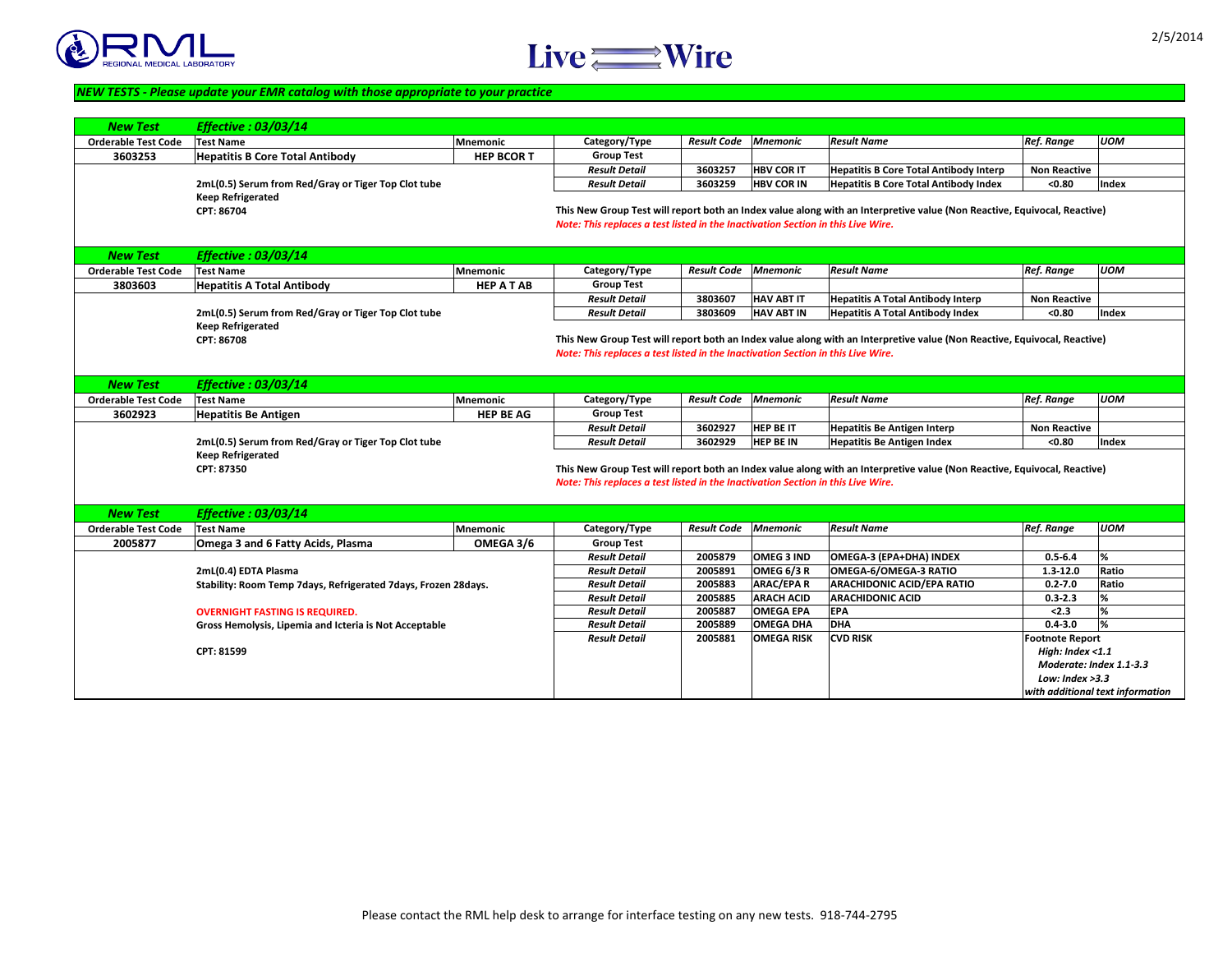RML REGIONAL MEDICAL LABORATORY — Live Wire

2/5/2014

***NEW TESTS - Please update your EMR catalog with those appropriate to your practice***

| ***New Test*** | ***Effective : 03/03/14*** | | | | | | | |
|---|---|---|---|---|---|---|---|---|
| **Orderable Test Code** | **Test Name** | **Mnemonic** | **Category/Type** | ***Result Code*** | ***Mnemonic*** | ***Result Name*** | ***Ref. Range*** | ***UOM*** |
| **3603253** | **Hepatitis B Core Total Antibody** | **HEP BCOR T** | **Group Test** | | | | | |
| | | | ***Result Detail*** | **3603257** | **HBV COR IT** | **Hepatitis B Core Total Antibody Interp** | **Non Reactive** | |
| | **2mL(0.5) Serum from Red/Gray or Tiger Top Clot tube** | | ***Result Detail*** | **3603259** | **HBV COR IN** | **Hepatitis B Core Total Antibody Index** | **<0.80** | **Index** |
| | **Keep Refrigerated** | | | | | | | |
| | **CPT: 86704** | | **This New Group Test will report both an Index value along with an Interpretive value (Non Reactive, Equivocal, Reactive)** | | | | | |
| | | | ***Note: This replaces a test listed in the Inactivation Section in this Live Wire.*** | | | | | |

| ***New Test*** | ***Effective : 03/03/14*** | | | | | | | |
|---|---|---|---|---|---|---|---|---|
| **Orderable Test Code** | **Test Name** | **Mnemonic** | **Category/Type** | ***Result Code*** | ***Mnemonic*** | ***Result Name*** | ***Ref. Range*** | ***UOM*** |
| **3803603** | **Hepatitis A Total Antibody** | **HEP A T AB** | **Group Test** | | | | | |
| | | | ***Result Detail*** | **3803607** | **HAV ABT IT** | **Hepatitis A Total Antibody Interp** | **Non Reactive** | |
| | **2mL(0.5) Serum from Red/Gray or Tiger Top Clot tube** | | ***Result Detail*** | **3803609** | **HAV ABT IN** | **Hepatitis A Total Antibody Index** | **<0.80** | **Index** |
| | **Keep Refrigerated** | | | | | | | |
| | **CPT: 86708** | | **This New Group Test will report both an Index value along with an Interpretive value (Non Reactive, Equivocal, Reactive)** | | | | | |
| | | | ***Note: This replaces a test listed in the Inactivation Section in this Live Wire.*** | | | | | |

| ***New Test*** | ***Effective : 03/03/14*** | | | | | | | |
|---|---|---|---|---|---|---|---|---|
| **Orderable Test Code** | **Test Name** | **Mnemonic** | **Category/Type** | ***Result Code*** | ***Mnemonic*** | ***Result Name*** | ***Ref. Range*** | ***UOM*** |
| **3602923** | **Hepatitis Be Antigen** | **HEP BE AG** | **Group Test** | | | | | |
| | | | ***Result Detail*** | **3602927** | **HEP BE IT** | **Hepatitis Be Antigen Interp** | **Non Reactive** | |
| | **2mL(0.5) Serum from Red/Gray or Tiger Top Clot tube** | | ***Result Detail*** | **3602929** | **HEP BE IN** | **Hepatitis Be Antigen Index** | **<0.80** | **Index** |
| | **Keep Refrigerated** | | | | | | | |
| | **CPT: 87350** | | **This New Group Test will report both an Index value along with an Interpretive value (Non Reactive, Equivocal, Reactive)** | | | | | |
| | | | ***Note: This replaces a test listed in the Inactivation Section in this Live Wire.*** | | | | | |

| ***New Test*** | ***Effective : 03/03/14*** | | | | | | | |
|---|---|---|---|---|---|---|---|---|
| **Orderable Test Code** | **Test Name** | **Mnemonic** | **Category/Type** | ***Result Code*** | ***Mnemonic*** | ***Result Name*** | ***Ref. Range*** | ***UOM*** |
| **2005877** | **Omega 3 and 6 Fatty Acids, Plasma** | **OMEGA 3/6** | **Group Test** | | | | | |
| | | | ***Result Detail*** | **2005879** | **OMEG 3 IND** | **OMEGA-3 (EPA+DHA) INDEX** | **0.5-6.4** | **%** |
| | **2mL(0.4) EDTA Plasma** | | ***Result Detail*** | **2005891** | **OMEG 6/3 R** | **OMEGA-6/OMEGA-3 RATIO** | **1.3-12.0** | **Ratio** |
| | **Stability: Room Temp 7days, Refrigerated 7days, Frozen 28days.** | | ***Result Detail*** | **2005883** | **ARAC/EPA R** | **ARACHIDONIC ACID/EPA RATIO** | **0.2-7.0** | **Ratio** |
| | | | ***Result Detail*** | **2005885** | **ARACH ACID** | **ARACHIDONIC ACID** | **0.3-2.3** | **%** |
| | **OVERNIGHT FASTING IS REQUIRED.** | | ***Result Detail*** | **2005887** | **OMEGA EPA** | **EPA** | **<2.3** | **%** |
| | **Gross Hemolysis, Lipemia and Icteria is Not Acceptable** | | ***Result Detail*** | **2005889** | **OMEGA DHA** | **DHA** | **0.4-3.0** | **%** |
| | | | ***Result Detail*** | **2005881** | **OMEGA RISK** | **CVD RISK** | **Footnote Report** *High: Index <1.1* *Moderate: Index 1.1-3.3* *Low: Index >3.3* *with additional text information* | |
| | **CPT: 81599** | | | | | | | |

Please contact the RML help desk to arrange for interface testing on any new tests. 918-744-2795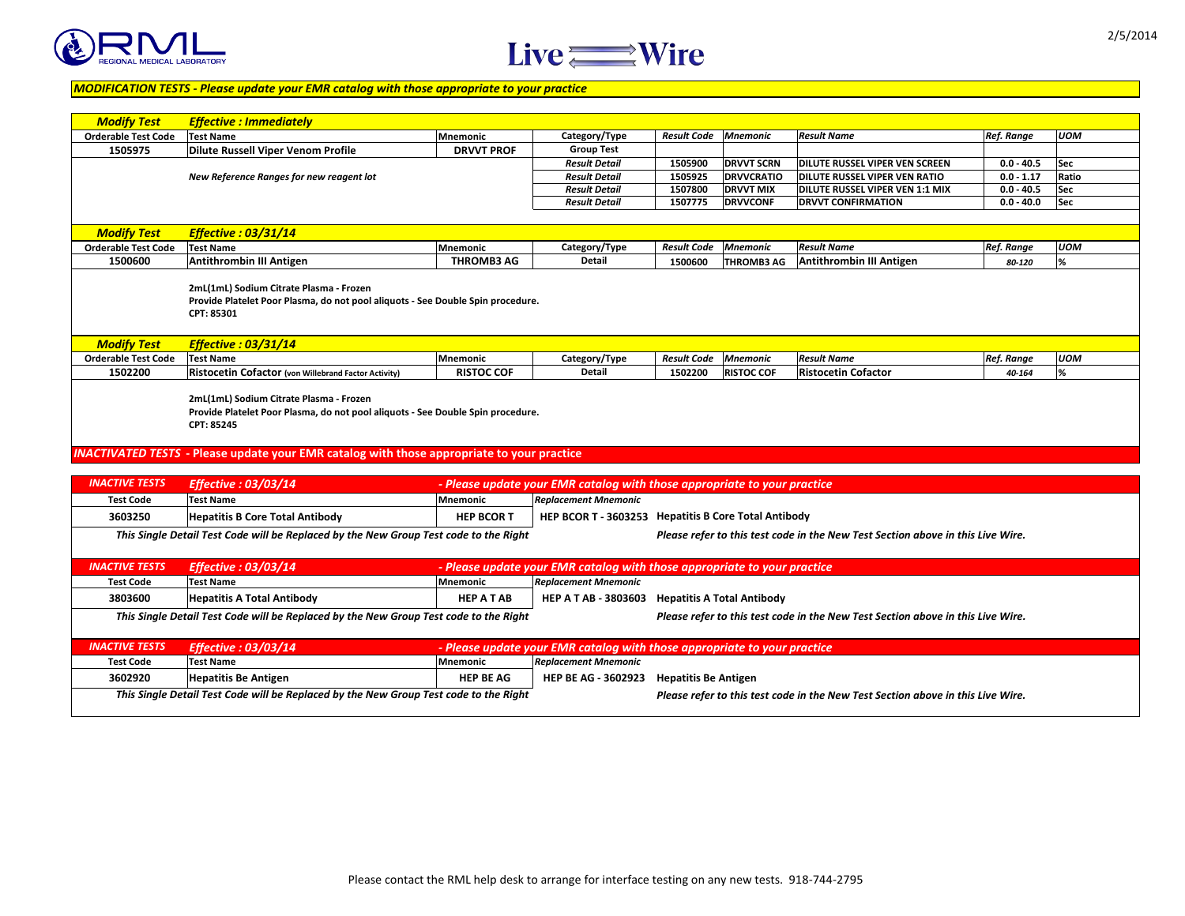RML REGIONAL MEDICAL LABORATORY — Live Wire

2/5/2014

## MODIFICATION TESTS - Please update your EMR catalog with those appropriate to your practice

### Modify Test — Effective : Immediately

| Orderable Test Code | Test Name | Mnemonic | Category/Type | Result Code | Mnemonic | Result Name | Ref. Range | UOM |
|---|---|---|---|---|---|---|---|---|
| 1505975 | Dilute Russell Viper Venom Profile | DRVVT PROF | Group Test | | | | | |
| | *New Reference Ranges for new reagent lot* | | *Result Detail* | 1505900 | DRVVT SCRN | DILUTE RUSSEL VIPER VEN SCREEN | 0.0 - 40.5 | Sec |
| | | | *Result Detail* | 1505925 | DRVVCRATIO | DILUTE RUSSEL VIPER VEN RATIO | 0.0 - 1.17 | Ratio |
| | | | *Result Detail* | 1507800 | DRVVT MIX | DILUTE RUSSEL VIPER VEN 1:1 MIX | 0.0 - 40.5 | Sec |
| | | | *Result Detail* | 1507775 | DRVVCONF | DRVVT CONFIRMATION | 0.0 - 40.0 | Sec |

### Modify Test — Effective : 03/31/14

| Orderable Test Code | Test Name | Mnemonic | Category/Type | Result Code | Mnemonic | Result Name | Ref. Range | UOM |
|---|---|---|---|---|---|---|---|---|
| 1500600 | Antithrombin III Antigen | THROMB3 AG | Detail | 1500600 | THROMB3 AG | Antithrombin III Antigen | 80-120 | % |

2mL(1mL) Sodium Citrate Plasma - Frozen
Provide Platelet Poor Plasma, do not pool aliquots - See Double Spin procedure.
CPT: 85301

### Modify Test — Effective : 03/31/14

| Orderable Test Code | Test Name | Mnemonic | Category/Type | Result Code | Mnemonic | Result Name | Ref. Range | UOM |
|---|---|---|---|---|---|---|---|---|
| 1502200 | Ristocetin Cofactor (von Willebrand Factor Activity) | RISTOC COF | Detail | 1502200 | RISTOC COF | Ristocetin Cofactor | 40-164 | % |

2mL(1mL) Sodium Citrate Plasma - Frozen
Provide Platelet Poor Plasma, do not pool aliquots - See Double Spin procedure.
CPT: 85245

## INACTIVATED TESTS - Please update your EMR catalog with those appropriate to your practice

### INACTIVE TESTS — Effective : 03/03/14 - Please update your EMR catalog with those appropriate to your practice

| Test Code | Test Name | Mnemonic | Replacement Mnemonic | |
|---|---|---|---|---|
| 3603250 | Hepatitis B Core Total Antibody | HEP BCOR T | HEP BCOR T - 3603253 | Hepatitis B Core Total Antibody |

*This Single Detail Test Code will be Replaced by the New Group Test code to the Right* — *Please refer to this test code in the New Test Section above in this Live Wire.*

### INACTIVE TESTS — Effective : 03/03/14 - Please update your EMR catalog with those appropriate to your practice

| Test Code | Test Name | Mnemonic | Replacement Mnemonic | |
|---|---|---|---|---|
| 3803600 | Hepatitis A Total Antibody | HEP A T AB | HEP A T AB - 3803603 | Hepatitis A Total Antibody |

*This Single Detail Test Code will be Replaced by the New Group Test code to the Right* — *Please refer to this test code in the New Test Section above in this Live Wire.*

### INACTIVE TESTS — Effective : 03/03/14 - Please update your EMR catalog with those appropriate to your practice

| Test Code | Test Name | Mnemonic | Replacement Mnemonic | |
|---|---|---|---|---|
| 3602920 | Hepatitis Be Antigen | HEP BE AG | HEP BE AG - 3602923 | Hepatitis Be Antigen |

*This Single Detail Test Code will be Replaced by the New Group Test code to the Right* — *Please refer to this test code in the New Test Section above in this Live Wire.*

Please contact the RML help desk to arrange for interface testing on any new tests. 918-744-2795